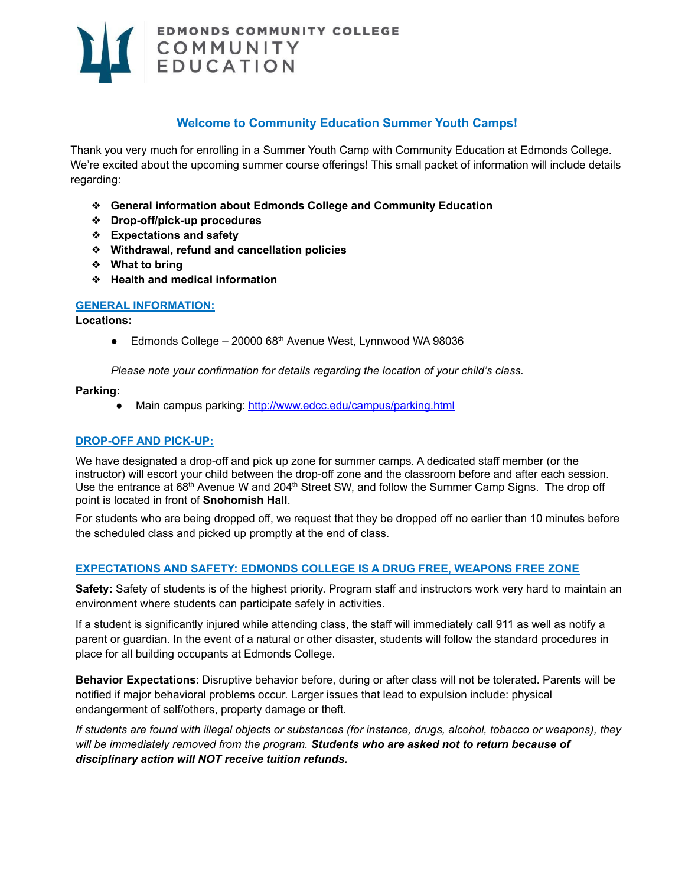EDMONDS COMMUNITY COLLEGE
COMMUNITY EDUCATION

## Welcome to Community Education Summer Youth Camps!

Thank you very much for enrolling in a Summer Youth Camp with Community Education at Edmonds College. We're excited about the upcoming summer course offerings! This small packet of information will include details regarding:

- **General information about Edmonds College and Community Education**
- **Drop-off/pick-up procedures**
- **Expectations and safety**
- **Withdrawal, refund and cancellation policies**
- **What to bring**
- **Health and medical information**

### GENERAL INFORMATION:

**Locations:**

- Edmonds College – 20000 68th Avenue West, Lynnwood WA 98036

*Please note your confirmation for details regarding the location of your child's class.*

**Parking:**

- Main campus parking: http://www.edcc.edu/campus/parking.html

### DROP-OFF AND PICK-UP:

We have designated a drop-off and pick up zone for summer camps. A dedicated staff member (or the instructor) will escort your child between the drop-off zone and the classroom before and after each session. Use the entrance at 68th Avenue W and 204th Street SW, and follow the Summer Camp Signs. The drop off point is located in front of **Snohomish Hall**.

For students who are being dropped off, we request that they be dropped off no earlier than 10 minutes before the scheduled class and picked up promptly at the end of class.

### EXPECTATIONS AND SAFETY: EDMONDS COLLEGE IS A DRUG FREE, WEAPONS FREE ZONE

**Safety:** Safety of students is of the highest priority. Program staff and instructors work very hard to maintain an environment where students can participate safely in activities.

If a student is significantly injured while attending class, the staff will immediately call 911 as well as notify a parent or guardian. In the event of a natural or other disaster, students will follow the standard procedures in place for all building occupants at Edmonds College.

**Behavior Expectations**: Disruptive behavior before, during or after class will not be tolerated. Parents will be notified if major behavioral problems occur. Larger issues that lead to expulsion include: physical endangerment of self/others, property damage or theft.

*If students are found with illegal objects or substances (for instance, drugs, alcohol, tobacco or weapons), they will be immediately removed from the program.* ***Students who are asked not to return because of disciplinary action will NOT receive tuition refunds.***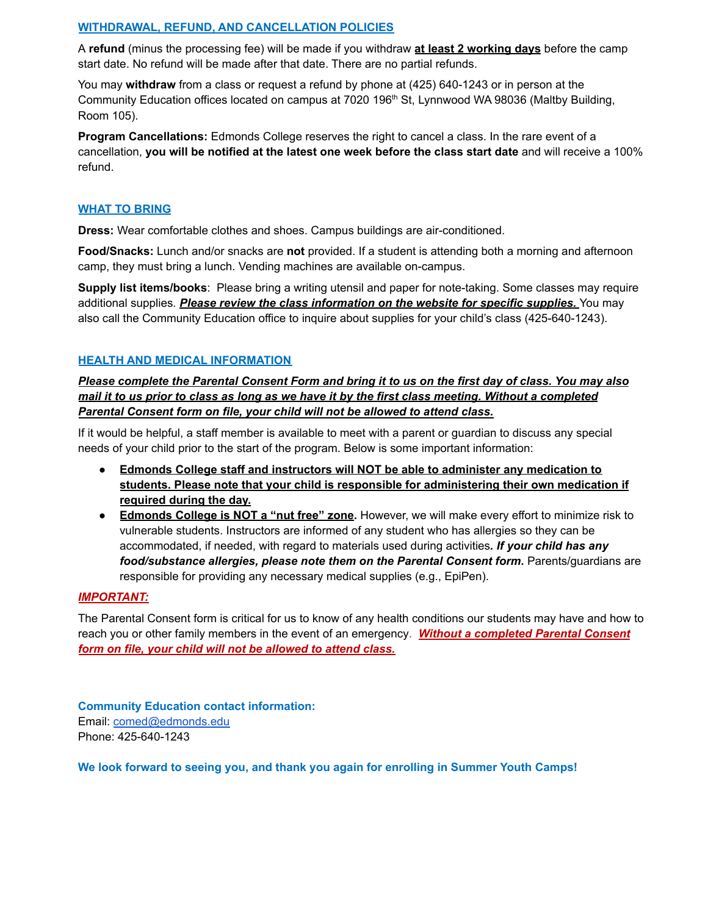## WITHDRAWAL, REFUND, AND CANCELLATION POLICIES

A **refund** (minus the processing fee) will be made if you withdraw **at least 2 working days** before the camp start date. No refund will be made after that date. There are no partial refunds.

You may **withdraw** from a class or request a refund by phone at (425) 640-1243 or in person at the Community Education offices located on campus at 7020 196th St, Lynnwood WA 98036 (Maltby Building, Room 105).

**Program Cancellations:** Edmonds College reserves the right to cancel a class. In the rare event of a cancellation, **you will be notified at the latest one week before the class start date** and will receive a 100% refund.

## WHAT TO BRING

**Dress:** Wear comfortable clothes and shoes. Campus buildings are air-conditioned.

**Food/Snacks:** Lunch and/or snacks are **not** provided. If a student is attending both a morning and afternoon camp, they must bring a lunch. Vending machines are available on-campus.

**Supply list items/books**: Please bring a writing utensil and paper for note-taking. Some classes may require additional supplies. ***Please review the class information on the website for specific supplies.*** You may also call the Community Education office to inquire about supplies for your child's class (425-640-1243).

## HEALTH AND MEDICAL INFORMATION

***Please complete the Parental Consent Form and bring it to us on the first day of class. You may also mail it to us prior to class as long as we have it by the first class meeting. Without a completed Parental Consent form on file, your child will not be allowed to attend class.***

If it would be helpful, a staff member is available to meet with a parent or guardian to discuss any special needs of your child prior to the start of the program. Below is some important information:

- **Edmonds College staff and instructors will NOT be able to administer any medication to students. Please note that your child is responsible for administering their own medication if required during the day.**
- **Edmonds College is NOT a "nut free" zone.** However, we will make every effort to minimize risk to vulnerable students. Instructors are informed of any student who has allergies so they can be accommodated, if needed, with regard to materials used during activities***. If your child has any food/substance allergies, please note them on the Parental Consent form.*** Parents/guardians are responsible for providing any necessary medical supplies (e.g., EpiPen).

***IMPORTANT:***

The Parental Consent form is critical for us to know of any health conditions our students may have and how to reach you or other family members in the event of an emergency. ***Without a completed Parental Consent form on file, your child will not be allowed to attend class.***

**Community Education contact information:**
Email: comed@edmonds.edu
Phone: 425-640-1243

**We look forward to seeing you, and thank you again for enrolling in Summer Youth Camps!**